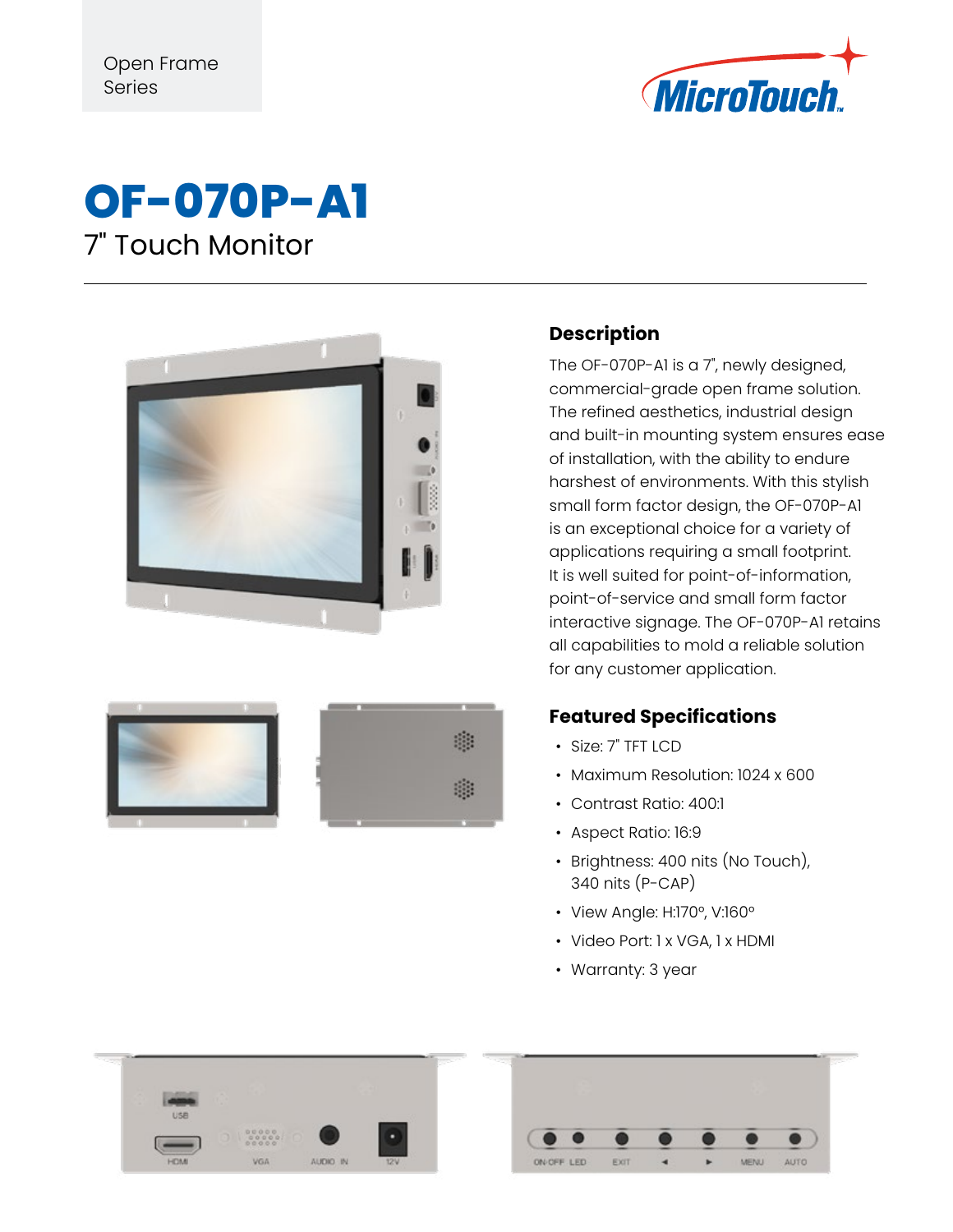Open Frame Series

# OF-070P-A1

## 7" Touch Monitor

### Description

The OF-070P-A1 is a 7", newly designed, commercial-grade open frame solution. The refined aesthetics, industrial design and built-in mounting system ensures ease of installation, with the ability to endure harshest of environments. With this stylish small form factor design, the OF-070P-A1 is an exceptional choice for a variety of applications requiring a small footprint. It is well suited for point-of-information, point-of-service and small form factor interactive signage. The OF-070P-A1 retains all capabilities to mold a reliable solution for any customer application.

### Featured Specifications

- Size: 7" TFT LCD
- Maximum Resolution: 1024 x 600
- Contrast Ratio: 400:1
- Aspect Ratio: 16:9
- Brightness: 400 nits (No Touch), 340 nits (P-CAP)
- View Angle: H:170°, V:160°
- Video Port: 1 x VGA, 1 x HDMI
- Warranty: 3 year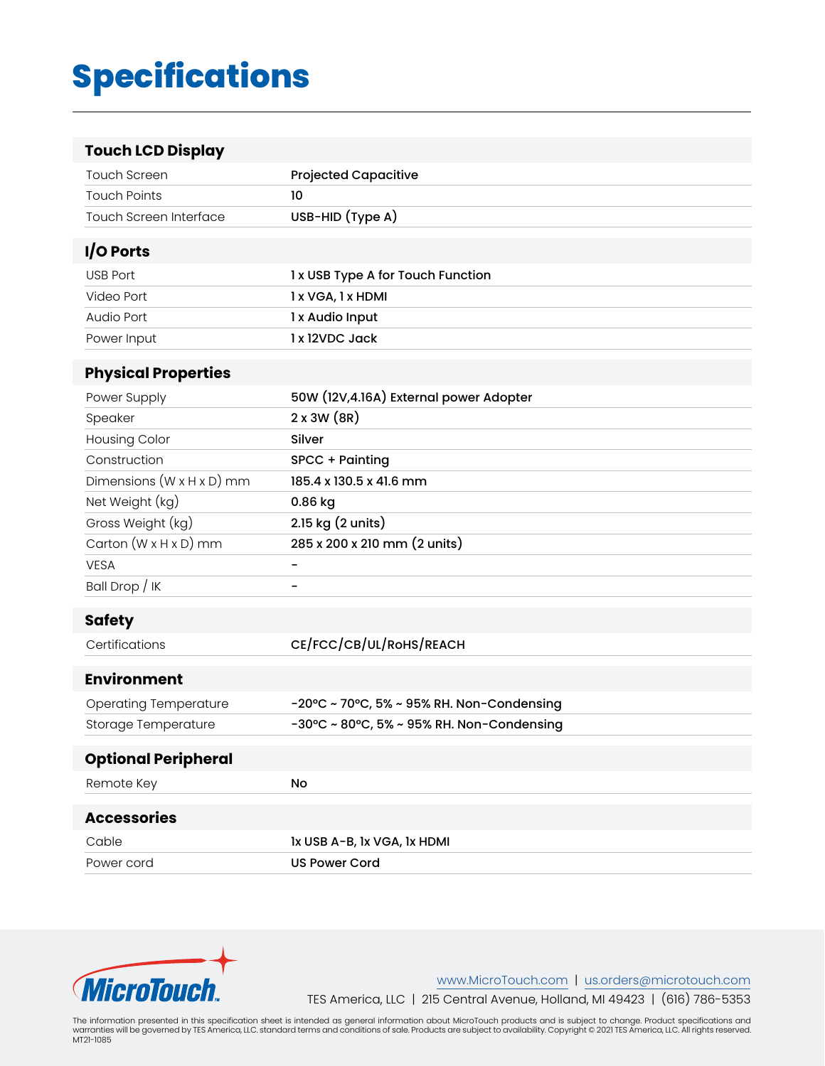# Specifications

## Touch LCD Display

| | |
|---|---|
| Touch Screen | Projected Capacitive |
| Touch Points | 10 |
| Touch Screen Interface | USB-HID (Type A) |

## I/O Ports

| | |
|---|---|
| USB Port | 1 x USB Type A for Touch Function |
| Video Port | 1 x VGA, 1 x HDMI |
| Audio Port | 1 x Audio Input |
| Power Input | 1 x 12VDC Jack |

## Physical Properties

| | |
|---|---|
| Power Supply | 50W (12V,4.16A) External power Adopter |
| Speaker | 2 x 3W (8R) |
| Housing Color | Silver |
| Construction | SPCC + Painting |
| Dimensions (W x H x D) mm | 185.4 x 130.5 x 41.6 mm |
| Net Weight (kg) | 0.86 kg |
| Gross Weight (kg) | 2.15 kg (2 units) |
| Carton (W x H x D) mm | 285 x 200 x 210 mm (2 units) |
| VESA | - |
| Ball Drop / IK | - |

## Safety

| | |
|---|---|
| Certifications | CE/FCC/CB/UL/RoHS/REACH |

## Environment

| | |
|---|---|
| Operating Temperature | -20°C ~ 70°C, 5% ~ 95% RH. Non-Condensing |
| Storage Temperature | -30°C ~ 80°C, 5% ~ 95% RH. Non-Condensing |

## Optional Peripheral

| | |
|---|---|
| Remote Key | No |

## Accessories

| | |
|---|---|
| Cable | 1x USB A-B, 1x VGA, 1x HDMI |
| Power cord | US Power Cord |

MicroTouch

www.MicroTouch.com | us.orders@microtouch.com

TES America, LLC | 215 Central Avenue, Holland, MI 49423 | (616) 786-5353

The information presented in this specification sheet is intended as general information about MicroTouch products and is subject to change. Product specifications and warranties will be governed by TES America, LLC. standard terms and conditions of sale. Products are subject to availability. Copyright © 2021 TES America, LLC. All rights reserved. MT21-1085